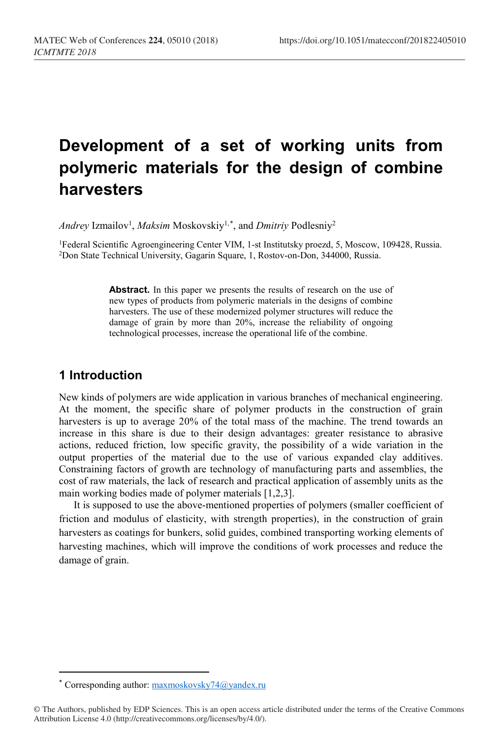# Development of a set of working units from polymeric materials for the design of combine harvesters

*Andrey* Izmailov[1], *Maksim* Moskovskiy[1,*], and *Dmitriy* Podlesniy[2]

[1]Federal Scientific Agroengineering Center VIM, 1-st Institutsky proezd, 5, Moscow, 109428, Russia.
[2]Don State Technical University, Gagarin Square, 1, Rostov-on-Don, 344000, Russia.

> **Abstract.** In this paper we presents the results of research on the use of new types of products from polymeric materials in the designs of combine harvesters. The use of these modernized polymer structures will reduce the damage of grain by more than 20%, increase the reliability of ongoing technological processes, increase the operational life of the combine.

## 1 Introduction

New kinds of polymers are wide application in various branches of mechanical engineering. At the moment, the specific share of polymer products in the construction of grain harvesters is up to average 20% of the total mass of the machine. The trend towards an increase in this share is due to their design advantages: greater resistance to abrasive actions, reduced friction, low specific gravity, the possibility of a wide variation in the output properties of the material due to the use of various expanded clay additives. Constraining factors of growth are technology of manufacturing parts and assemblies, the cost of raw materials, the lack of research and practical application of assembly units as the main working bodies made of polymer materials [1,2,3].

It is supposed to use the above-mentioned properties of polymers (smaller coefficient of friction and modulus of elasticity, with strength properties), in the construction of grain harvesters as coatings for bunkers, solid guides, combined transporting working elements of harvesting machines, which will improve the conditions of work processes and reduce the damage of grain.

---

[*] Corresponding author: maxmoskovsky74@yandex.ru

© The Authors, published by EDP Sciences. This is an open access article distributed under the terms of the Creative Commons Attribution License 4.0 (http://creativecommons.org/licenses/by/4.0/).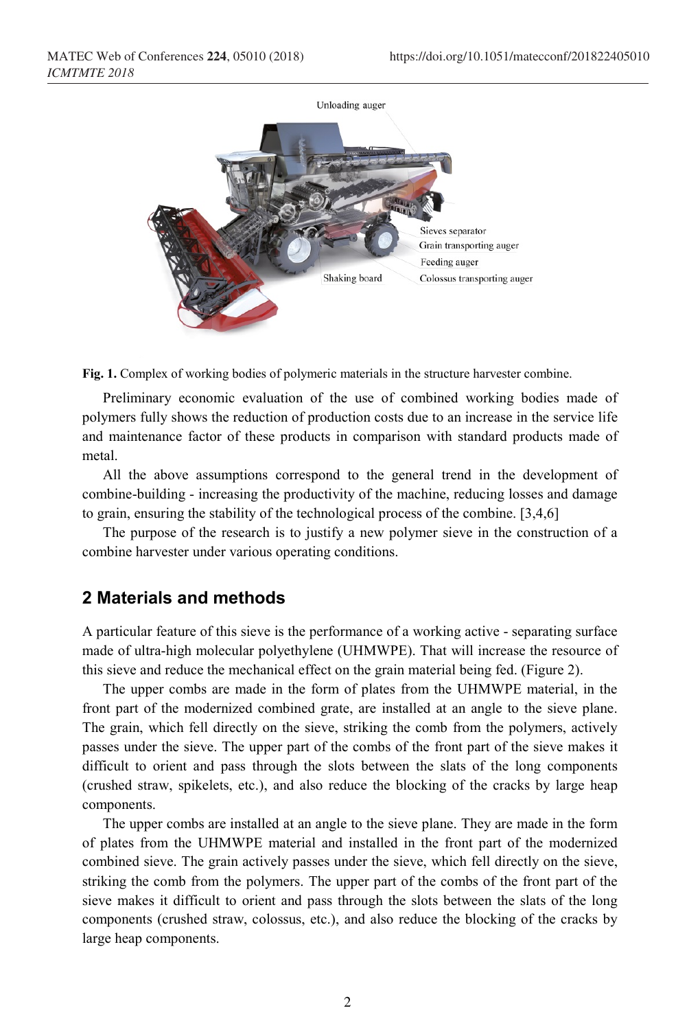Unloading auger

Sieves separator

Grain transporting auger

Feeding auger

Shaking board

Colossus transporting auger

**Fig. 1.** Complex of working bodies of polymeric materials in the structure harvester combine.

Preliminary economic evaluation of the use of combined working bodies made of polymers fully shows the reduction of production costs due to an increase in the service life and maintenance factor of these products in comparison with standard products made of metal.

All the above assumptions correspond to the general trend in the development of combine-building - increasing the productivity of the machine, reducing losses and damage to grain, ensuring the stability of the technological process of the combine. [3,4,6]

The purpose of the research is to justify a new polymer sieve in the construction of a combine harvester under various operating conditions.

## 2 Materials and methods

A particular feature of this sieve is the performance of a working active - separating surface made of ultra-high molecular polyethylene (UHMWPE). That will increase the resource of this sieve and reduce the mechanical effect on the grain material being fed. (Figure 2).

The upper combs are made in the form of plates from the UHMWPE material, in the front part of the modernized combined grate, are installed at an angle to the sieve plane. The grain, which fell directly on the sieve, striking the comb from the polymers, actively passes under the sieve. The upper part of the combs of the front part of the sieve makes it difficult to orient and pass through the slots between the slats of the long components (crushed straw, spikelets, etc.), and also reduce the blocking of the cracks by large heap components.

The upper combs are installed at an angle to the sieve plane. They are made in the form of plates from the UHMWPE material and installed in the front part of the modernized combined sieve. The grain actively passes under the sieve, which fell directly on the sieve, striking the comb from the polymers. The upper part of the combs of the front part of the sieve makes it difficult to orient and pass through the slots between the slats of the long components (crushed straw, colossus, etc.), and also reduce the blocking of the cracks by large heap components.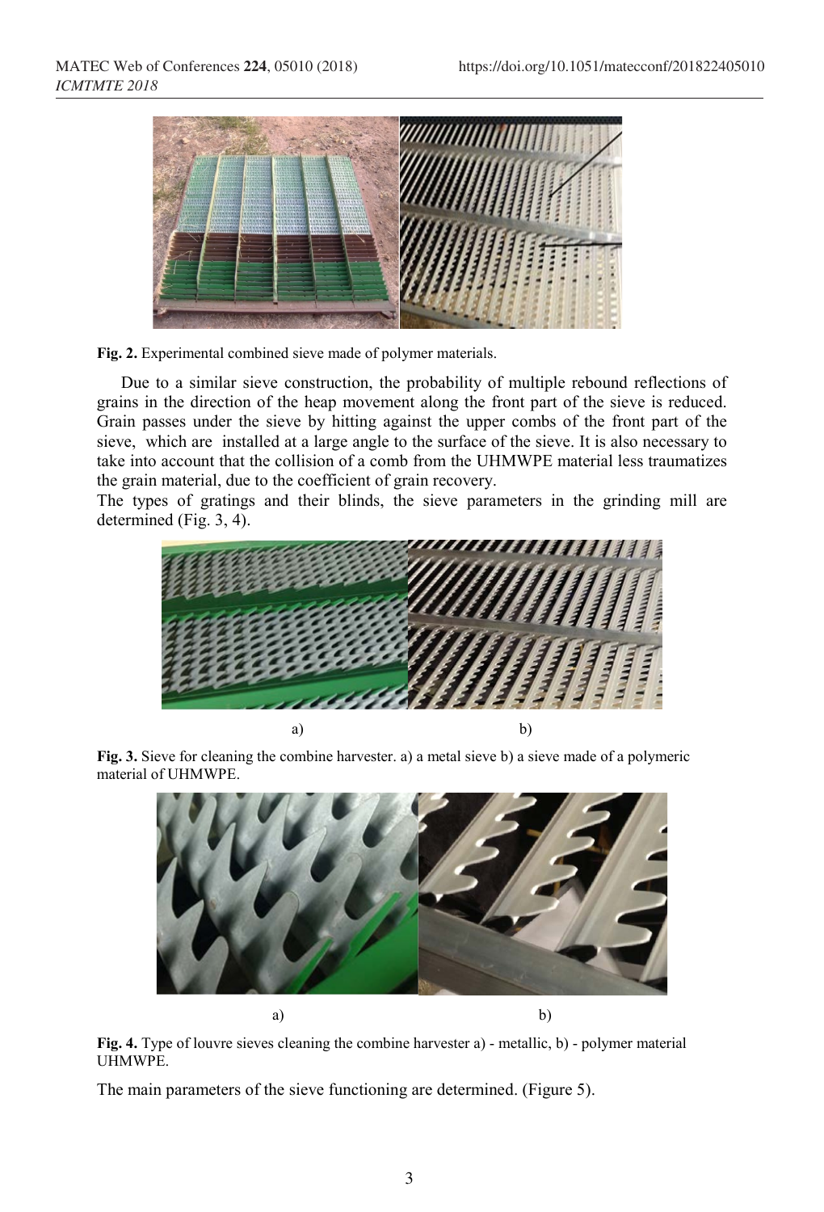Fig. 2. Experimental combined sieve made of polymer materials.

Due to a similar sieve construction, the probability of multiple rebound reflections of grains in the direction of the heap movement along the front part of the sieve is reduced. Grain passes under the sieve by hitting against the upper combs of the front part of the sieve, which are installed at a large angle to the surface of the sieve. It is also necessary to take into account that the collision of a comb from the UHMWPE material less traumatizes the grain material, due to the coefficient of grain recovery.

The types of gratings and their blinds, the sieve parameters in the grinding mill are determined (Fig. 3, 4).

a) b)

Fig. 3. Sieve for cleaning the combine harvester. a) a metal sieve b) a sieve made of a polymeric material of UHMWPE.

a) b)

Fig. 4. Type of louvre sieves cleaning the combine harvester a) - metallic, b) - polymer material UHMWPE.

The main parameters of the sieve functioning are determined. (Figure 5).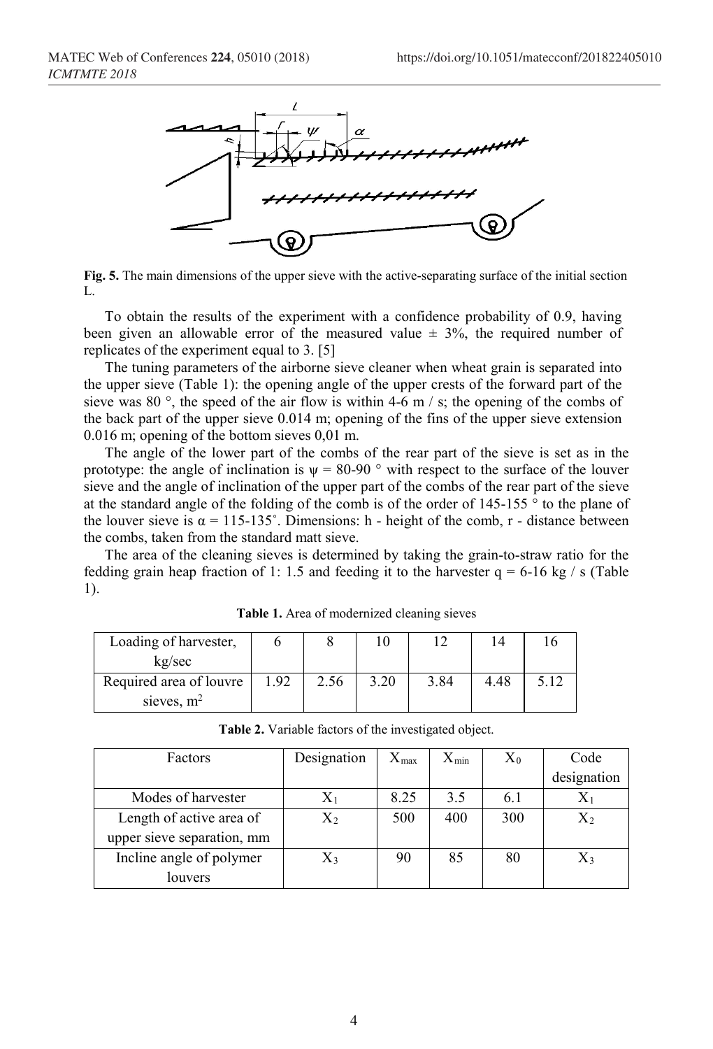**Fig. 5.** The main dimensions of the upper sieve with the active-separating surface of the initial section L.

To obtain the results of the experiment with a confidence probability of 0.9, having been given an allowable error of the measured value ± 3%, the required number of replicates of the experiment equal to 3. [5]

The tuning parameters of the airborne sieve cleaner when wheat grain is separated into the upper sieve (Table 1): the opening angle of the upper crests of the forward part of the sieve was 80 °, the speed of the air flow is within 4-6 m / s; the opening of the combs of the back part of the upper sieve 0.014 m; opening of the fins of the upper sieve extension 0.016 m; opening of the bottom sieves 0,01 m.

The angle of the lower part of the combs of the rear part of the sieve is set as in the prototype: the angle of inclination is $\psi$ = 80-90 ° with respect to the surface of the louver sieve and the angle of inclination of the upper part of the combs of the rear part of the sieve at the standard angle of the folding of the comb is of the order of 145-155 ° to the plane of the louver sieve is $\alpha$ = 115-135˚. Dimensions: h - height of the comb, r - distance between the combs, taken from the standard matt sieve.

The area of the cleaning sieves is determined by taking the grain-to-straw ratio for the fedding grain heap fraction of 1: 1.5 and feeding it to the harvester q = 6-16 kg / s (Table 1).

**Table 1.** Area of modernized cleaning sieves

| Loading of harvester, kg/sec | 6 | 8 | 10 | 12 | 14 | 16 |
|---|---|---|---|---|---|---|
| Required area of louvre sieves, $m^2$ | 1.92 | 2.56 | 3.20 | 3.84 | 4.48 | 5.12 |

**Table 2.** Variable factors of the investigated object.

| Factors | Designation | $X_{max}$ | $X_{min}$ | $X_0$ | Code designation |
|---|---|---|---|---|---|
| Modes of harvester | $X_1$ | 8.25 | 3.5 | 6.1 | $X_1$ |
| Length of active area of upper sieve separation, mm | $X_2$ | 500 | 400 | 300 | $X_2$ |
| Incline angle of polymer louvers | $X_3$ | 90 | 85 | 80 | $X_3$ |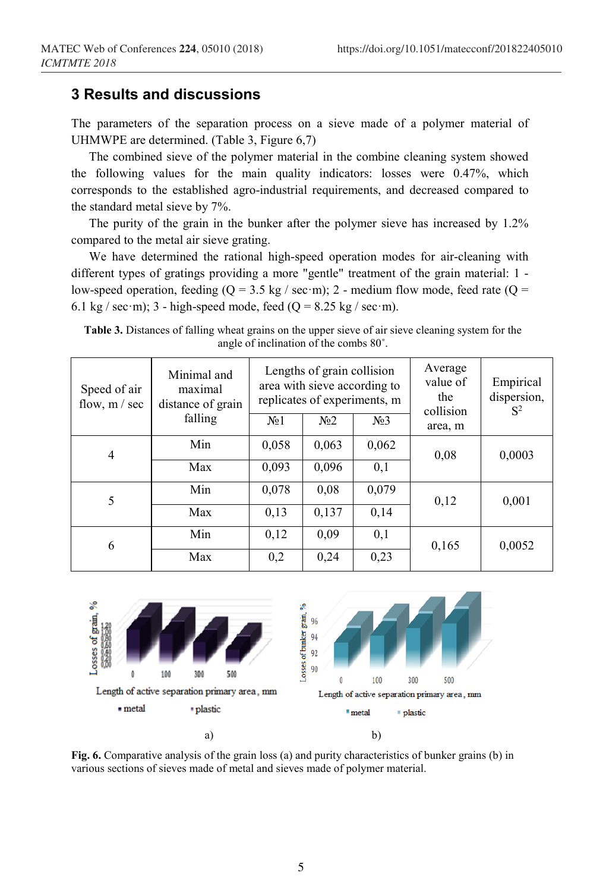## 3 Results and discussions

The parameters of the separation process on a sieve made of a polymer material of UHMWPE are determined. (Table 3, Figure 6,7)

The combined sieve of the polymer material in the combine cleaning system showed the following values for the main quality indicators: losses were 0.47%, which corresponds to the established agro-industrial requirements, and decreased compared to the standard metal sieve by 7%.

The purity of the grain in the bunker after the polymer sieve has increased by 1.2% compared to the metal air sieve grating.

We have determined the rational high-speed operation modes for air-cleaning with different types of gratings providing a more "gentle" treatment of the grain material: 1 - low-speed operation, feeding (Q = 3.5 kg / sec·m); 2 - medium flow mode, feed rate (Q = 6.1 kg / sec·m); 3 - high-speed mode, feed (Q = 8.25 kg / sec·m).

**Table 3.** Distances of falling wheat grains on the upper sieve of air sieve cleaning system for the angle of inclination of the combs 80˚.

| Speed of air flow, m / sec | Minimal and maximal distance of grain falling | Lengths of grain collision area with sieve according to replicates of experiments, m | | | Average value of the collision area, m | Empirical dispersion, $S^2$ |
|---|---|---|---|---|---|---|
| | | №1 | №2 | №3 | | |
| 4 | Min | 0,058 | 0,063 | 0,062 | 0,08 | 0,0003 |
| | Max | 0,093 | 0,096 | 0,1 | | |
| 5 | Min | 0,078 | 0,08 | 0,079 | 0,12 | 0,001 |
| | Max | 0,13 | 0,137 | 0,14 | | |
| 6 | Min | 0,12 | 0,09 | 0,1 | 0,165 | 0,0052 |
| | Max | 0,2 | 0,24 | 0,23 | | |

**Fig. 6.** Comparative analysis of the grain loss (a) and purity characteristics of bunker grains (b) in various sections of sieves made of metal and sieves made of polymer material.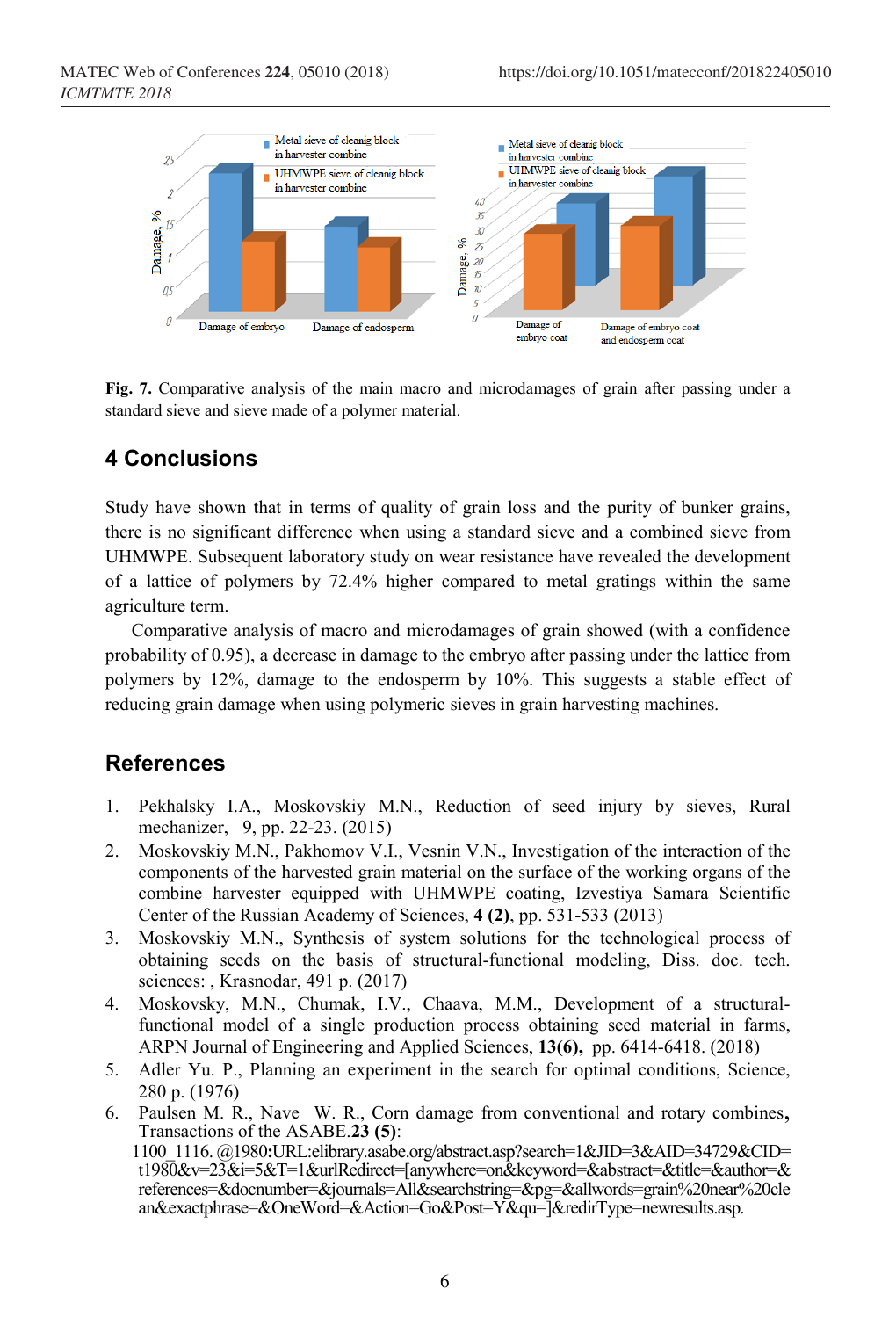Metal sieve of cleanig block in harvester combine

UHMWPE sieve of cleanig block in harvester combine

Damage, %

25

2

15

1

05

0

Damage of embryo

Damage of endosperm

Metal sieve of cleanig block in harvester combine

UHMWPE sieve of cleanig block in harvester combine

Damage, %

40

35

30

25

20

15

10

5

0

Damage of embryo coat

Damage of embryo coat and endosperm coat

**Fig. 7.** Comparative analysis of the main macro and microdamages of grain after passing under a standard sieve and sieve made of a polymer material.

## 4 Conclusions

Study have shown that in terms of quality of grain loss and the purity of bunker grains, there is no significant difference when using a standard sieve and a combined sieve from UHMWPE. Subsequent laboratory study on wear resistance have revealed the development of a lattice of polymers by 72.4% higher compared to metal gratings within the same agriculture term.

Comparative analysis of macro and microdamages of grain showed (with a confidence probability of 0.95), a decrease in damage to the embryo after passing under the lattice from polymers by 12%, damage to the endosperm by 10%. This suggests a stable effect of reducing grain damage when using polymeric sieves in grain harvesting machines.

## References

1. Pekhalsky I.A., Moskovskiy M.N., Reduction of seed injury by sieves, Rural mechanizer, 9, pp. 22-23. (2015)
2. Moskovskiy M.N., Pakhomov V.I., Vesnin V.N., Investigation of the interaction of the components of the harvested grain material on the surface of the working organs of the combine harvester equipped with UHMWPE coating, Izvestiya Samara Scientific Center of the Russian Academy of Sciences, **4 (2)**, pp. 531-533 (2013)
3. Moskovskiy M.N., Synthesis of system solutions for the technological process of obtaining seeds on the basis of structural-functional modeling, Diss. doc. tech. sciences: , Krasnodar, 491 p. (2017)
4. Moskovsky, M.N., Chumak, I.V., Chaava, M.M., Development of a structural-functional model of a single production process obtaining seed material in farms, ARPN Journal of Engineering and Applied Sciences, **13(6),** pp. 6414-6418. (2018)
5. Adler Yu. P., Planning an experiment in the search for optimal conditions, Science, 280 p. (1976)
6. Paulsen M. R., Nave W. R., Corn damage from conventional and rotary combines**,** Transactions of the ASABE.**23 (5)**: 1100_1116. @1980**:**URL:elibrary.asabe.org/abstract.asp?search=1&JID=3&AID=34729&CID=t1980&v=23&i=5&T=1&urlRedirect=[anywhere=on&keyword=&abstract=&title=&author=&references=&docnumber=&journals=All&searchstring=&pg=&allwords=grain%20near%20clean&exactphrase=&OneWord=&Action=Go&Post=Y&qu=]&redirType=newresults.asp.